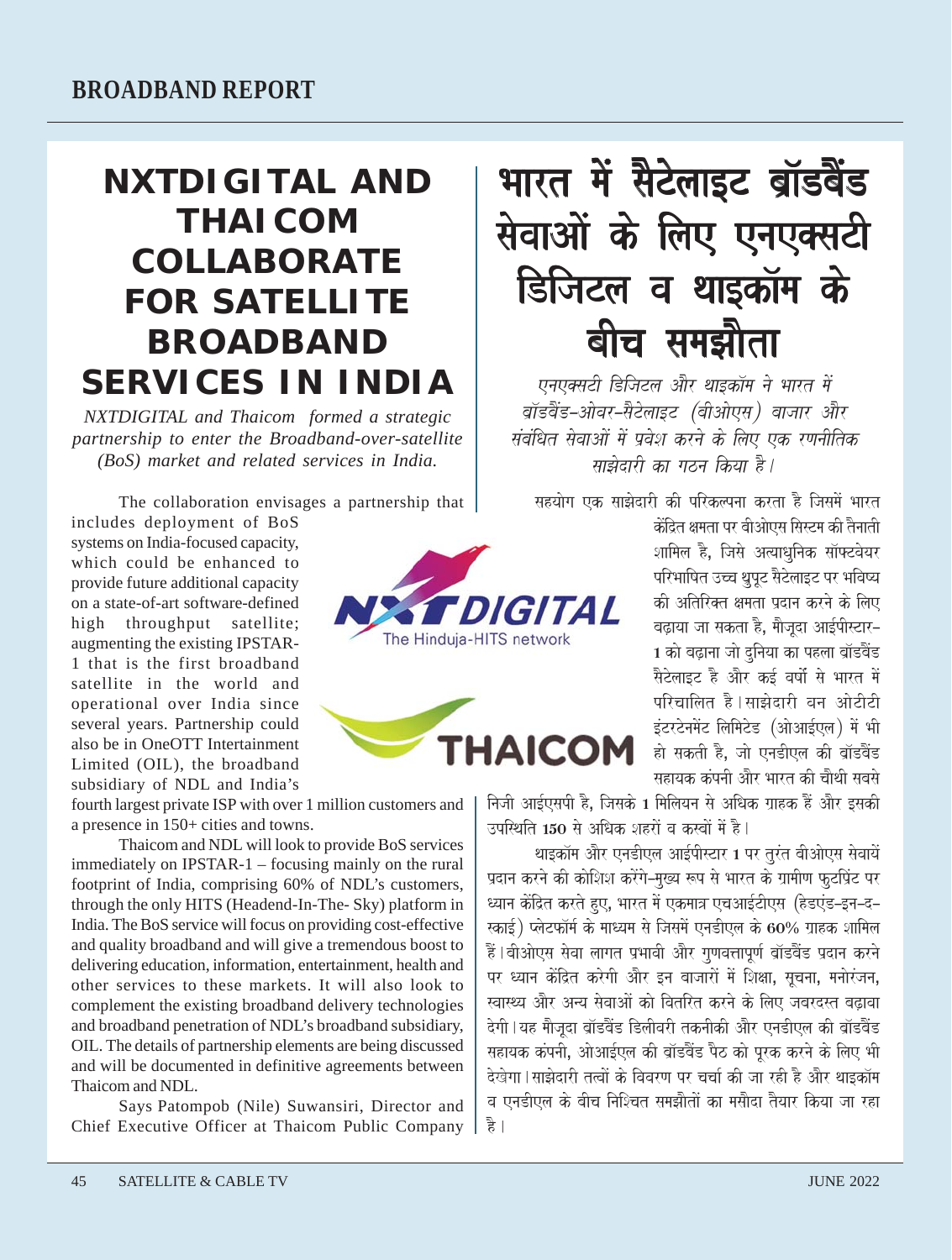# NXTDIGITAL AND THAICOM COLLABORATE FOR SATELLITE BROADBAND SERVICES IN INDIA

*NXTDIGITAL and Thaicom formed a strategic partnership to enter the Broadband-over-satellite (BoS) market and related services in India.*

The collaboration envisages a partnership that includes deployment of BoS systems on India-focused capacity, which could be enhanced to provide future additional capacity on a state-of-art software-defined high throughput satellite; augmenting the existing IPSTAR-1 that is the first broadband satellite in the world and operational over India since several years. Partnership could also be in OneOTT Intertainment Limited (OIL), the broadband subsidiary of NDL and India's fourth largest private ISP with over 1 million customers and a presence in 150+ cities and towns.

Thaicom and NDL will look to provide BoS services immediately on IPSTAR-1 – focusing mainly on the rural footprint of India, comprising 60% of NDL's customers, through the only HITS (Headend-In-The- Sky) platform in India. The BoS service will focus on providing cost-effective and quality broadband and will give a tremendous boost to delivering education, information, entertainment, health and other services to these markets. It will also look to complement the existing broadband delivery technologies and broadband penetration of NDL's broadband subsidiary, OIL. The details of partnership elements are being discussed and will be documented in definitive agreements between Thaicom and NDL.

Says Patompob (Nile) Suwansiri, Director and Chief Executive Officer at Thaicom Public Company

# भारत में सैटेलाइट ब्रॉडबैंड सेवाओं के लिए एनएक्सटी डिजिटल व थाइकॉम के बीच समझौता

*एनएक्सटी डिजिटल और थाइकॉम ने भारत में ब्रॉडबैंड-ओवर-सैटेलाइट (बीओएस) बाजार और संबंधित सेवाओं में प्रवेश करने के लिए एक रणनीतिक साझेदारी का गठन किया है।*

सहयोग एक साझेदारी की परिकल्पना करता है जिसमें भारत केंद्रित क्षमता पर बीओएस सिस्टम की तैनाती शामिल है, जिसे अत्याधुनिक सॉफ्टवेयर परिभाषित उच्च थ्रुपुट सैटेलाइट पर भविष्य की अतिरिक्त क्षमता प्रदान करने के लिए बढ़ाया जा सकता है, मौजूदा आईपीस्टार-1 को बढ़ाना जो दुनिया का पहला ब्रॉडबैंड सैटेलाइट है और कई वर्षों से भारत में परिचालित है। साझेदारी वन ओटीटी इंटरटेनमेंट लिमिटेड (ओआईएल) में भी हो सकती है, जो एनडीएल की ब्रॉडबैंड सहायक कंपनी और भारत की चौथी सबसे निजी आईएसपी है, जिसके 1 मिलियन से अधिक ग्राहक हैं और इसकी उपस्थिति 150 से अधिक शहरों व कस्बों में है।

थाइकॉम और एनडीएल आईपीस्टार 1 पर तुरंत बीओएस सेवायें प्रदान करने की कोशिश करेंगे-मुख्य रूप से भारत के ग्रामीण फुटप्रिंट पर ध्यान केंद्रित करते हुए, भारत में एकमात्र एचआईटीएस (हेडएंड-इन-द-स्काई) प्लेटफॉर्म के माध्यम से जिसमें एनडीएल के 60% ग्राहक शामिल हैं। बीओएस सेवा लागत प्रभावी और गुणवत्तापूर्ण ब्रॉडबैंड प्रदान करने पर ध्यान केंद्रित करेगी और इन बाजारों में शिक्षा, सूचना, मनोरंजन, स्वास्थ्य और अन्य सेवाओं को वितरित करने के लिए जबरदस्त बढ़ावा देगी। यह मौजूदा ब्रॉडबैंड डिलीवरी तकनीकी और एनडीएल की ब्रॉडबैंड सहायक कंपनी, ओआईएल की ब्रॉडबैंड पैठ को पूरक करने के लिए भी देखेगा। साझेदारी तत्वों के विवरण पर चर्चा की जा रही है और थाइकॉम व एनडीएल के बीच निश्चित समझौतों का मसौदा तैयार किया जा रहा है।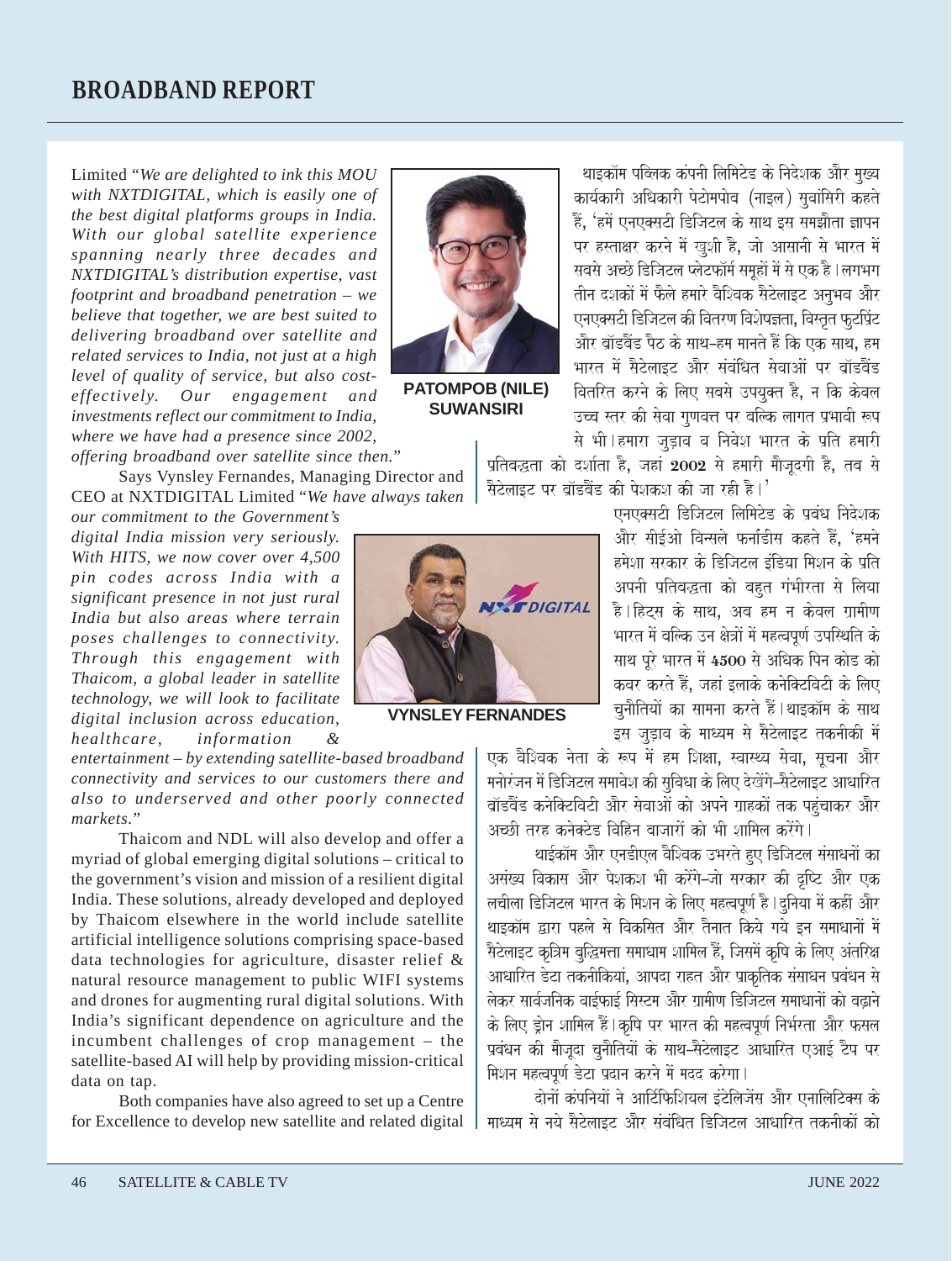## BROADBAND REPORT

Limited "*We are delighted to ink this MOU with NXTDIGITAL, which is easily one of the best digital platforms groups in India. With our global satellite experience spanning nearly three decades and NXTDIGITAL's distribution expertise, vast footprint and broadband penetration – we believe that together, we are best suited to delivering broadband over satellite and related services to India, not just at a high level of quality of service, but also cost-effectively. Our engagement and investments reflect our commitment to India, where we have had a presence since 2002, offering broadband over satellite since then.*"

PATOMPOB (NILE) SUWANSIRI

Says Vynsley Fernandes, Managing Director and CEO at NXTDIGITAL Limited "*We have always taken our commitment to the Government's digital India mission very seriously. With HITS, we now cover over 4,500 pin codes across India with a significant presence in not just rural India but also areas where terrain poses challenges to connectivity. Through this engagement with Thaicom, a global leader in satellite technology, we will look to facilitate digital inclusion across education, healthcare, information & entertainment – by extending satellite-based broadband connectivity and services to our customers there and also to underserved and other poorly connected markets.*"

VYNSLEY FERNANDES

Thaicom and NDL will also develop and offer a myriad of global emerging digital solutions – critical to the government's vision and mission of a resilient digital India. These solutions, already developed and deployed by Thaicom elsewhere in the world include satellite artificial intelligence solutions comprising space-based data technologies for agriculture, disaster relief & natural resource management to public WIFI systems and drones for augmenting rural digital solutions. With India's significant dependence on agriculture and the incumbent challenges of crop management – the satellite-based AI will help by providing mission-critical data on tap.

Both companies have also agreed to set up a Centre for Excellence to develop new satellite and related digital

थाइकॉम पब्लिक कंपनी लिमिटेड के निदेशक और मुख्य कार्यकारी अधिकारी पेटोमपोब (नाइल) सुवांसिरी कहते हैं, 'हमें एनएक्सटी डिजिटल के साथ इस समझौता ज्ञापन पर हस्ताक्षर करने में खुशी है, जो आसानी से भारत में सबसे अच्छे डिजिटल प्लेटफॉर्म समूहों में से एक है। लगभग तीन दशकों में फैले हमारे वैश्विक सैटेलाइट अनुभव और एनएक्सटी डिजिटल की वितरण विशेषज्ञता, विस्तृत फुटप्रिंट और ब्रॉडबैंड पैठ के साथ–हम मानते हैं कि एक साथ, हम भारत में सैटेलाइट और संबंधित सेवाओं पर ब्रॉडबैंड वितरित करने के लिए सबसे उपयुक्त है, न कि केवल उच्च स्तर की सेवा गुणवत्त पर बल्कि लागत प्रभावी रूप से भी। हमारा जुड़ाव व निवेश भारत के प्रति हमारी प्रतिबद्धता को दर्शाता है, जहां 2002 से हमारी मौजूदगी है, तब से सैटेलाइट पर ब्रॉडबैंड की पेशकश की जा रही है।'

एनएक्सटी डिजिटल लिमिटेड के प्रबंध निदेशक और सीईओ विन्सले फर्नांडीस कहते हैं, 'हमने हमेशा सरकार के डिजिटल इंडिया मिशन के प्रति अपनी प्रतिबद्धता को बहुत गंभीरता से लिया है। हिट्स के साथ, अब हम न केवल ग्रामीण भारत में बल्कि उन क्षेत्रों में महत्वपूर्ण उपस्थिति के साथ पूरे भारत में 4500 से अधिक पिन कोड को कवर करते हैं, जहां इलाके कनेक्टिविटी के लिए चुनौतियों का सामना करते हैं। थाइकॉम के साथ इस जुड़ाव के माध्यम से सैटेलाइट तकनीकी में एक वैश्विक नेता के रूप में हम शिक्षा, स्वास्थ्य सेवा, सूचना और मनोरंजन में डिजिटल समावेश की सुविधा के लिए देखेंगे–सैटेलाइट आधारित ब्रॉडबैंड कनेक्टिविटी और सेवाओं को अपने ग्राहकों तक पहुंचाकर और अच्छी तरह कनेक्टेड विहिन बाजारों को भी शामिल करेंगे।

थाईकॉम और एनडीएल वैश्विक उभरते हुए डिजिटल संसाधनों का असंख्य विकास और पेशकश भी करेंगे–जो सरकार की दृष्टि और एक लचीला डिजिटल भारत के मिशन के लिए महत्वपूर्ण है। दुनिया में कहीं और थाइकॉम द्वारा पहले से विकसित और तैनात किये गये इन समाधानों में सैटेलाइट कृत्रिम बुद्धिमत्ता समाधाम शामिल हैं, जिसमें कृषि के लिए अंतरिक्ष आधारित डेटा तकनीकियां, आपदा राहत और प्राकृतिक संसाधन प्रबंधन से लेकर सार्वजनिक वाईफाई सिस्टम और ग्रामीण डिजिटल समाधानों को बढ़ाने के लिए ड्रोन शामिल हैं। कृषि पर भारत की महत्वपूर्ण निर्भरता और फसल प्रबंधन की मौजूदा चुनौतियों के साथ–सैटेलाइट आधारित एआई टैप पर मिशन महत्वपूर्ण डेटा प्रदान करने में मदद करेगा।

दोनों कंपनियों ने आर्टिफिशियल इंटेलिजेंस और एनालिटिक्स के माध्यम से नये सैटेलाइट और संबंधित डिजिटल आधारित तकनीकों को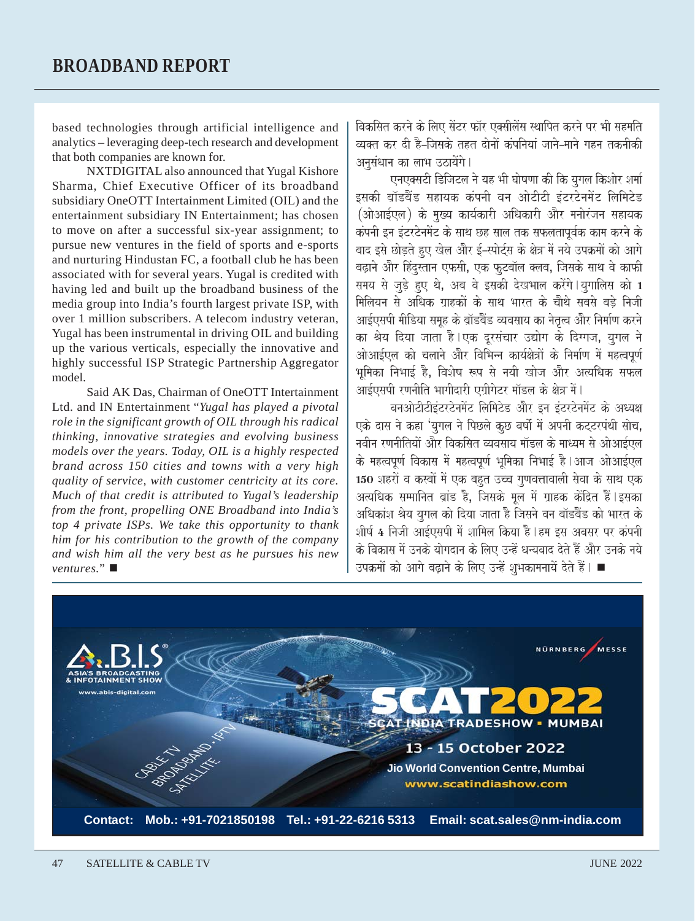based technologies through artificial intelligence and analytics – leveraging deep-tech research and development that both companies are known for.

NXTDIGITAL also announced that Yugal Kishore Sharma, Chief Executive Officer of its broadband subsidiary OneOTT Intertainment Limited (OIL) and the entertainment subsidiary IN Entertainment; has chosen to move on after a successful six-year assignment; to pursue new ventures in the field of sports and e-sports and nurturing Hindustan FC, a football club he has been associated with for several years. Yugal is credited with having led and built up the broadband business of the media group into India's fourth largest private ISP, with over 1 million subscribers. A telecom industry veteran, Yugal has been instrumental in driving OIL and building up the various verticals, especially the innovative and highly successful ISP Strategic Partnership Aggregator model.

Said AK Das, Chairman of OneOTT Intertainment Ltd. and IN Entertainment "*Yugal has played a pivotal role in the significant growth of OIL through his radical thinking, innovative strategies and evolving business models over the years. Today, OIL is a highly respected brand across 150 cities and towns with a very high quality of service, with customer centricity at its core. Much of that credit is attributed to Yugal's leadership from the front, propelling ONE Broadband into India's top 4 private ISPs. We take this opportunity to thank him for his contribution to the growth of the company and wish him all the very best as he pursues his new ventures.*" ■

विकसित करने के लिए सेंटर फॉर एक्सीलेंस स्थापित करने पर भी सहमति व्यक्त कर दी है-जिसके तहत दोनों कंपनियां जाने-माने गहन तकनीकी अनुसंधान का लाभ उठायेंगे।

एनएक्सटी डिजिटल ने यह भी घोषणा की कि युगल किशोर शर्मा इसकी ब्रॉडबैंड सहायक कंपनी वन ओटीटी इंटरटेनमेंट लिमिटेड (ओआईएल) के मुख्य कार्यकारी अधिकारी और मनोरंजन सहायक कंपनी इन इंटरटेनमेंट के साथ छह साल तक सफलतापूर्वक काम करने के बाद इसे छोड़ते हुए खेल और ई-स्पोर्ट्स के क्षेत्र में नये उपक्रमों को आगे बढ़ाने और हिंदुस्तान एफसी, एक फुटबॉल क्लब, जिसके साथ वे काफी समय से जुड़े हुए थे, अब वे इसकी देखभाल करेंगे। युगालिस को 1 मिलियन से अधिक ग्राहकों के साथ भारत के चौथे सबसे बड़े निजी आईएसपी मीडिया समूह के ब्रॉडबैंड व्यवसाय का नेतृत्व और निर्माण करने का श्रेय दिया जाता है। एक दूरसंचार उद्योग के दिग्गज, युगल ने ओआईएल को चलाने और विभिन्न कार्यक्षेत्रों के निर्माण में महत्वपूर्ण भूमिका निभाई है, विशेष रूप से नयी खोज और अत्यधिक सफल आईएसपी रणनीति भागीदारी एग्रीगेटर मॉडल के क्षेत्र में।

वनओटीटीइंटरटेनमेंट लिमिटेड और इन इंटरटेनमेंट के अध्यक्ष एके दास ने कहा 'युगल ने पिछले कुछ वर्षों में अपनी कट्टरपंथी सोच, नवीन रणनीतियों और विकसित व्यवसाय मॉडल के माध्यम से ओआईएल के महत्वपूर्ण विकास में महत्वपूर्ण भूमिका निभाई है। आज ओआईएल 150 शहरों व कस्बों में एक बहुत उच्च गुणवत्तावाली सेवा के साथ एक अत्यधिक सम्मानित ब्रांड है, जिसके मूल में ग्राहक केंद्रित हैं। इसका अधिकांश श्रेय युगल को दिया जाता है जिसने वन ब्रॉडबैंड को भारत के शीर्ष 4 निजी आईएसपी में शामिल किया है। हम इस अवसर पर कंपनी के विकास में उनके योगदान के लिए उन्हें धन्यवाद देते हैं और उनके नये उपक्रमों को आगे बढ़ाने के लिए उन्हें शुभकामनायें देते हैं। ■

A.B.I.S ASIA'S BROADCASTING & INFOTAINMENT SHOW
www.abis-digital.com

NÜRNBERG MESSE

CABLE TV · BROADBAND · IPTV · SATELLITE

SCAT2022
SCAT INDIA TRADESHOW • MUMBAI
13 - 15 October 2022
Jio World Convention Centre, Mumbai
www.scatindiashow.com

Contact: Mob.: +91-7021850198 Tel.: +91-22-6216 5313 Email: scat.sales@nm-india.com